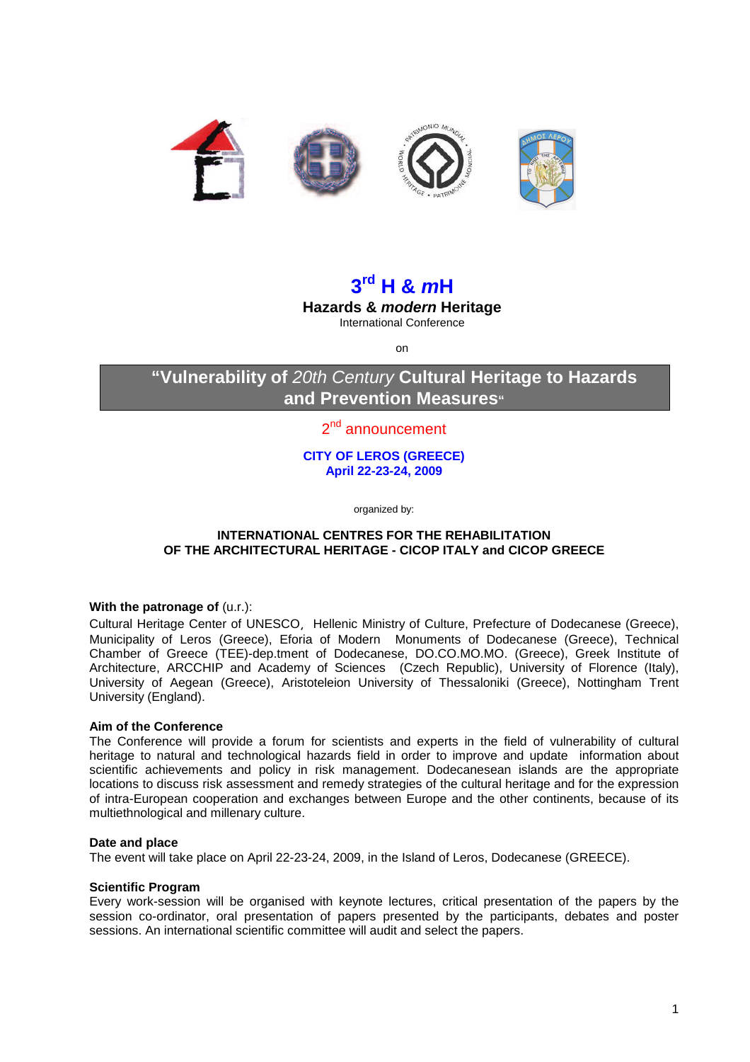# 3rd H & *m*H

**Hazards & *modern* Heritage**

International Conference

on

## "Vulnerability of *20th Century* Cultural Heritage to Hazards and Prevention Measures"

2nd announcement

**CITY OF LEROS (GREECE)**
**April 22-23-24, 2009**

organized by:

**INTERNATIONAL CENTRES FOR THE REHABILITATION OF THE ARCHITECTURAL HERITAGE - CICOP ITALY and CICOP GREECE**

**With the patronage of** (u.r.):
Cultural Heritage Center of UNESCO, Hellenic Ministry of Culture, Prefecture of Dodecanese (Greece), Municipality of Leros (Greece), Eforia of Modern Monuments of Dodecanese (Greece), Technical Chamber of Greece (TEE)-dep.tment of Dodecanese, DO.CO.MO.MO. (Greece), Greek Institute of Architecture, ARCCHIP and Academy of Sciences (Czech Republic), University of Florence (Italy), University of Aegean (Greece), Aristoteleion University of Thessaloniki (Greece), Nottingham Trent University (England).

**Aim of the Conference**
The Conference will provide a forum for scientists and experts in the field of vulnerability of cultural heritage to natural and technological hazards field in order to improve and update information about scientific achievements and policy in risk management. Dodecanesean islands are the appropriate locations to discuss risk assessment and remedy strategies of the cultural heritage and for the expression of intra-European cooperation and exchanges between Europe and the other continents, because of its multiethnological and millenary culture.

**Date and place**
The event will take place on April 22-23-24, 2009, in the Island of Leros, Dodecanese (GREECE).

**Scientific Program**
Every work-session will be organised with keynote lectures, critical presentation of the papers by the session co-ordinator, oral presentation of papers presented by the participants, debates and poster sessions. An international scientific committee will audit and select the papers.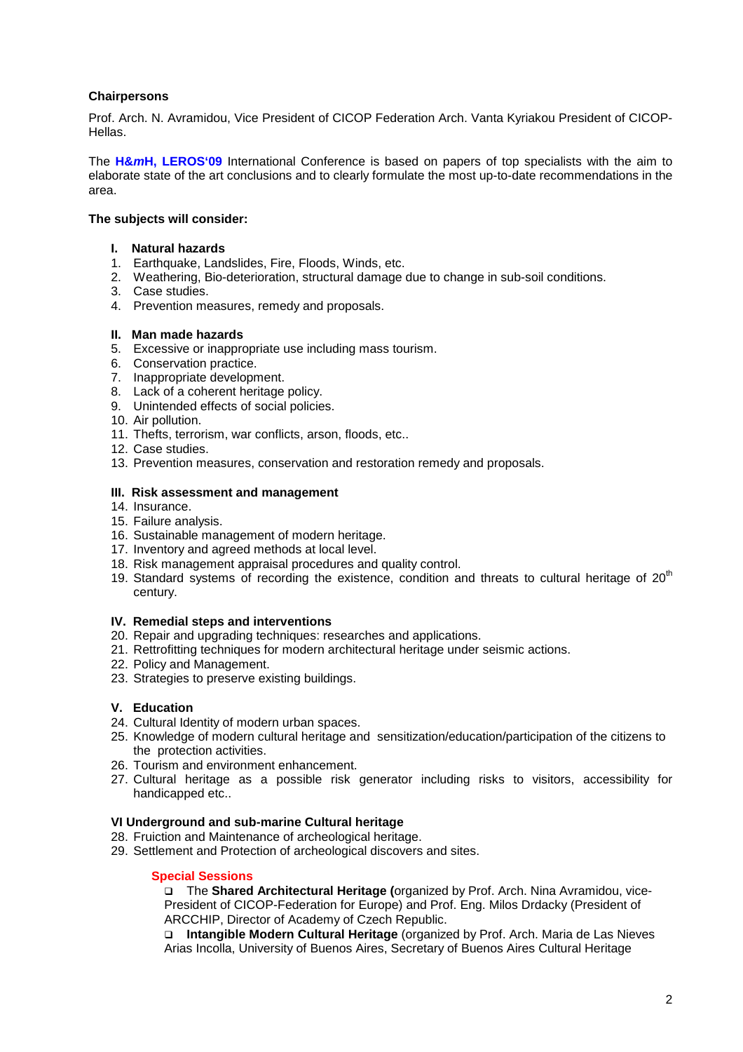**Chairpersons**

Prof. Arch. N. Avramidou, Vice President of CICOP Federation Arch. Vanta Kyriakou President of CICOP-Hellas.

The **H&*m*H, LEROS'09** International Conference is based on papers of top specialists with the aim to elaborate state of the art conclusions and to clearly formulate the most up-to-date recommendations in the area.

**The subjects will consider:**

**I. Natural hazards**

1. Earthquake, Landslides, Fire, Floods, Winds, etc.
2. Weathering, Bio-deterioration, structural damage due to change in sub-soil conditions.
3. Case studies.
4. Prevention measures, remedy and proposals.

**II. Man made hazards**

5. Excessive or inappropriate use including mass tourism.
6. Conservation practice.
7. Inappropriate development.
8. Lack of a coherent heritage policy.
9. Unintended effects of social policies.
10. Air pollution.
11. Thefts, terrorism, war conflicts, arson, floods, etc..
12. Case studies.
13. Prevention measures, conservation and restoration remedy and proposals.

**III. Risk assessment and management**

14. Insurance.
15. Failure analysis.
16. Sustainable management of modern heritage.
17. Inventory and agreed methods at local level.
18. Risk management appraisal procedures and quality control.
19. Standard systems of recording the existence, condition and threats to cultural heritage of 20th century.

**IV. Remedial steps and interventions**

20. Repair and upgrading techniques: researches and applications.
21. Rettrofitting techniques for modern architectural heritage under seismic actions.
22. Policy and Management.
23. Strategies to preserve existing buildings.

**V. Education**

24. Cultural Identity of modern urban spaces.
25. Knowledge of modern cultural heritage and sensitization/education/participation of the citizens to the protection activities.
26. Tourism and environment enhancement.
27. Cultural heritage as a possible risk generator including risks to visitors, accessibility for handicapped etc..

**VI Underground and sub-marine Cultural heritage**

28. Fruiction and Maintenance of archeological heritage.
29. Settlement and Protection of archeological discovers and sites.

**Special Sessions**

- The **Shared Architectural Heritage (**organized by Prof. Arch. Nina Avramidou, vice-President of CICOP-Federation for Europe) and Prof. Eng. Milos Drdacky (President of ARCCHIP, Director of Academy of Czech Republic.
- **Intangible Modern Cultural Heritage** (organized by Prof. Arch. Maria de Las Nieves Arias Incolla, University of Buenos Aires, Secretary of Buenos Aires Cultural Heritage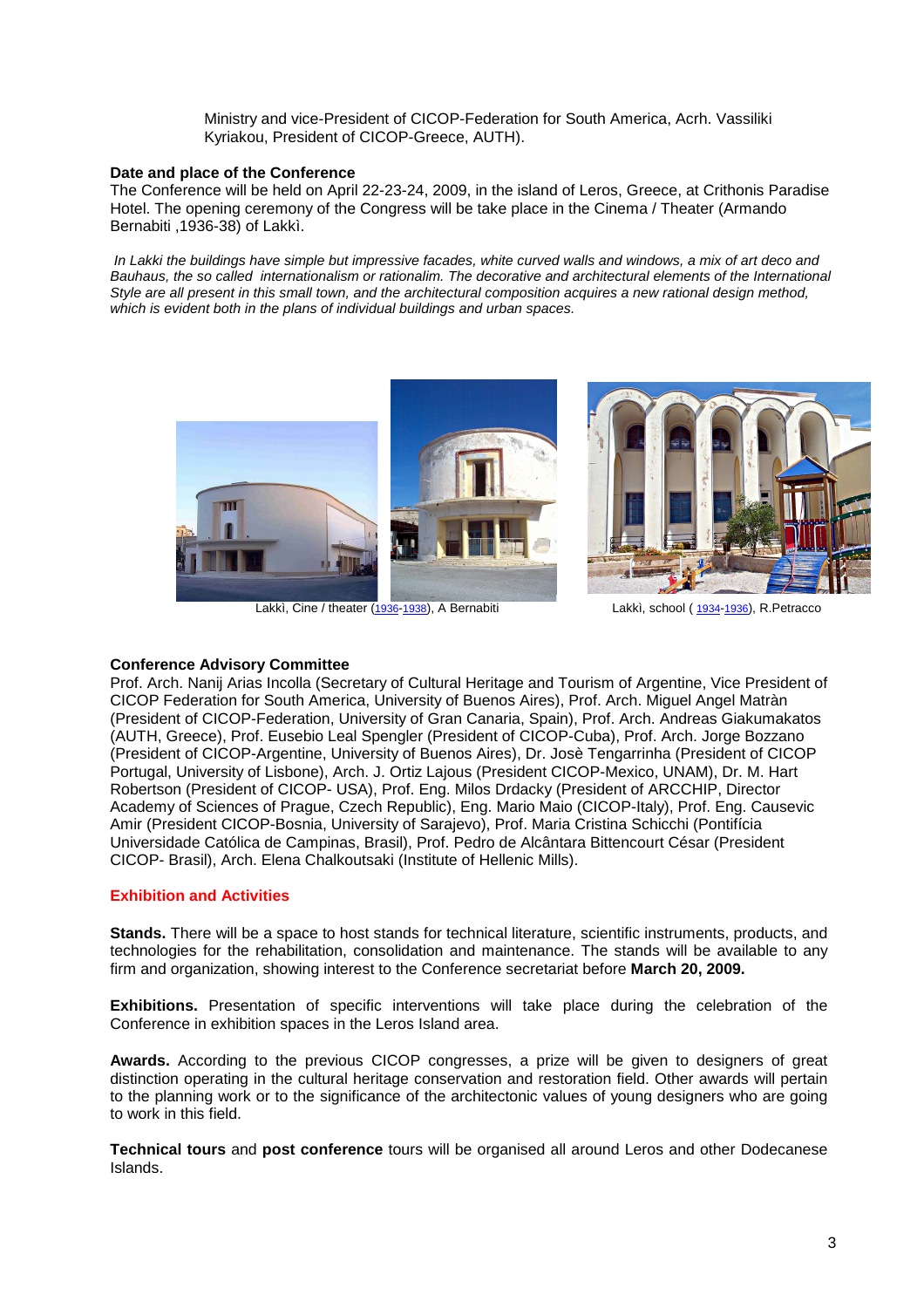Ministry and vice-President of CICOP-Federation for South America, Acrh. Vassiliki Kyriakou, President of CICOP-Greece, AUTH).

**Date and place of the Conference**

The Conference will be held on April 22-23-24, 2009, in the island of Leros, Greece, at Crithonis Paradise Hotel. The opening ceremony of the Congress will be take place in the Cinema / Theater (Armando Bernabiti ,1936-38) of Lakkì.

*In Lakki the buildings have simple but impressive facades, white curved walls and windows, a mix of art deco and Bauhaus, the so called internationalism or rationalim. The decorative and architectural elements of the International Style are all present in this small town, and the architectural composition acquires a new rational design method, which is evident both in the plans of individual buildings and urban spaces.*

Lakkì, Cine / theater (1936-1938), A Bernabiti

Lakkì, school ( 1934-1936), R.Petracco

**Conference Advisory Committee**

Prof. Arch. Nanij Arias Incolla (Secretary of Cultural Heritage and Tourism of Argentine, Vice President of CICOP Federation for South America, University of Buenos Aires), Prof. Arch. Miguel Angel Matràn (President of CICOP-Federation, University of Gran Canaria, Spain), Prof. Arch. Andreas Giakumakatos (AUTH, Greece), Prof. Eusebio Leal Spengler (President of CICOP-Cuba), Prof. Arch. Jorge Bozzano (President of CICOP-Argentine, University of Buenos Aires), Dr. Josè Tengarrinha (President of CICOP Portugal, University of Lisbone), Arch. J. Ortiz Lajous (President CICOP-Mexico, UNAM), Dr. M. Hart Robertson (President of CICOP- USA), Prof. Eng. Milos Drdacky (President of ARCCHIP, Director Academy of Sciences of Prague, Czech Republic), Eng. Mario Maio (CICOP-Italy), Prof. Eng. Causevic Amir (President CICOP-Bosnia, University of Sarajevo), Prof. Maria Cristina Schicchi (Pontifícia Universidade Católica de Campinas, Brasil), Prof. Pedro de Alcântara Bittencourt César (President CICOP- Brasil), Arch. Elena Chalkoutsaki (Institute of Hellenic Mills).

**Exhibition and Activities**

**Stands.** There will be a space to host stands for technical literature, scientific instruments, products, and technologies for the rehabilitation, consolidation and maintenance. The stands will be available to any firm and organization, showing interest to the Conference secretariat before **March 20, 2009.**

**Exhibitions.** Presentation of specific interventions will take place during the celebration of the Conference in exhibition spaces in the Leros Island area.

**Awards.** According to the previous CICOP congresses, a prize will be given to designers of great distinction operating in the cultural heritage conservation and restoration field. Other awards will pertain to the planning work or to the significance of the architectonic values of young designers who are going to work in this field.

**Technical tours** and **post conference** tours will be organised all around Leros and other Dodecanese Islands.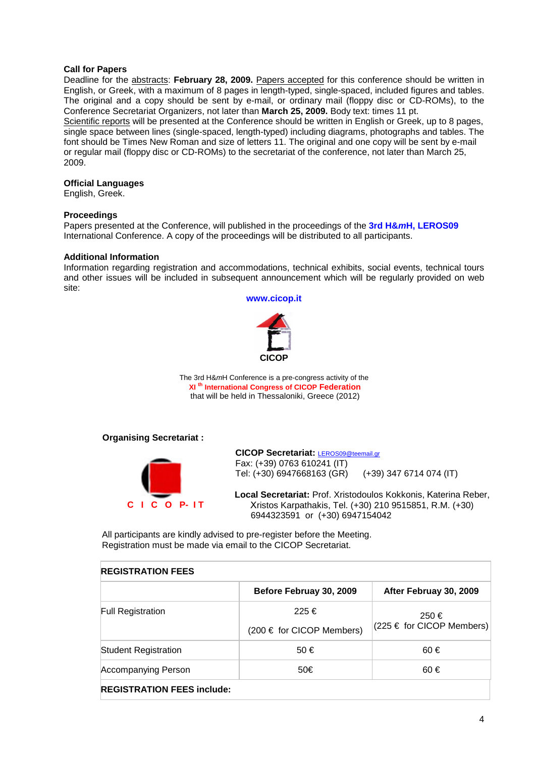**Call for Papers**

Deadline for the abstracts: **February 28, 2009.** Papers accepted for this conference should be written in English, or Greek, with a maximum of 8 pages in length-typed, single-spaced, included figures and tables. The original and a copy should be sent by e-mail, or ordinary mail (floppy disc or CD-ROMs), to the Conference Secretariat Organizers, not later than **March 25, 2009.** Body text: times 11 pt.

Scientific reports will be presented at the Conference should be written in English or Greek, up to 8 pages, single space between lines (single-spaced, length-typed) including diagrams, photographs and tables. The font should be Times New Roman and size of letters 11. The original and one copy will be sent by e-mail or regular mail (floppy disc or CD-ROMs) to the secretariat of the conference, not later than March 25, 2009.

**Official Languages**

English, Greek.

**Proceedings**

Papers presented at the Conference, will published in the proceedings of the **3rd H&*m*H, LEROS09** International Conference. A copy of the proceedings will be distributed to all participants.

**Additional Information**

Information regarding registration and accommodations, technical exhibits, social events, technical tours and other issues will be included in subsequent announcement which will be regularly provided on web site:

**www.cicop.it**

**CICOP**

The 3rd H&*m*H Conference is a pre-congress activity of the
**XI th International Congress of CICOP Federation**
that will be held in Thessaloniki, Greece (2012)

**Organising Secretariat :**

**C I C O P- I T**

**CICOP Secretariat:** LEROS09@teemail.gr
Fax: (+39) 0763 610241 (IT)
Tel: (+30) 6947668163 (GR) (+39) 347 6714 074 (IT)

**Local Secretariat:** Prof. Xristodoulos Kokkonis, Katerina Reber, Xristos Karpathakis, Tel. (+30) 210 9515851, R.M. (+30) 6944323591 or (+30) 6947154042

All participants are kindly advised to pre-register before the Meeting.
Registration must be made via email to the CICOP Secretariat.

| **REGISTRATION FEES** | | |
|---|---|---|
| | **Before Februay 30, 2009** | **After Februay 30, 2009** |
| Full Registration | 225 € (200 € for CICOP Members) | 250 € (225 € for CICOP Members) |
| Student Registration | 50 € | 60 € |
| Accompanying Person | 50€ | 60 € |
| **REGISTRATION FEES include:** | | |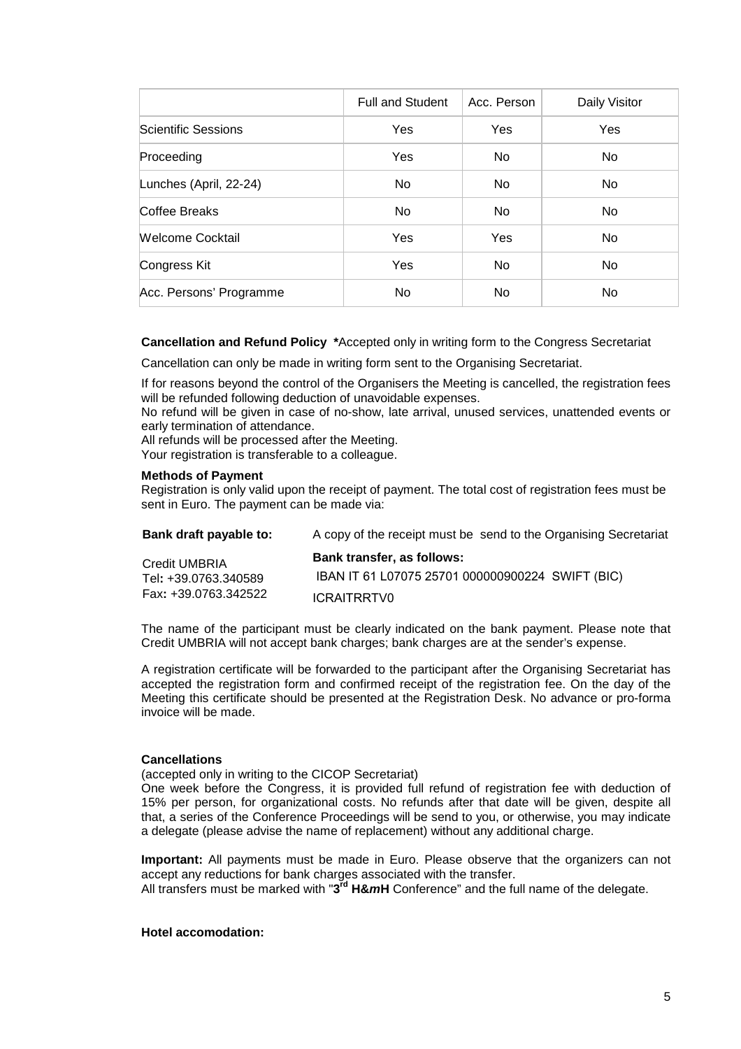| | Full and Student | Acc. Person | Daily Visitor |
|---|---|---|---|
| Scientific Sessions | Yes | Yes | Yes |
| Proceeding | Yes | No | No |
| Lunches (April, 22-24) | No | No | No |
| Coffee Breaks | No | No | No |
| Welcome Cocktail | Yes | Yes | No |
| Congress Kit | Yes | No | No |
| Acc. Persons' Programme | No | No | No |

**Cancellation and Refund Policy \***Accepted only in writing form to the Congress Secretariat

Cancellation can only be made in writing form sent to the Organising Secretariat.

If for reasons beyond the control of the Organisers the Meeting is cancelled, the registration fees will be refunded following deduction of unavoidable expenses.
No refund will be given in case of no-show, late arrival, unused services, unattended events or early termination of attendance.
All refunds will be processed after the Meeting.
Your registration is transferable to a colleague.

**Methods of Payment**
Registration is only valid upon the receipt of payment. The total cost of registration fees must be sent in Euro. The payment can be made via:

**Bank draft payable to:** A copy of the receipt must be send to the Organising Secretariat

Credit UMBRIA
Tel**:** +39.0763.340589
Fax**:** +39.0763.342522

**Bank transfer, as follows:**
IBAN IT 61 L07075 25701 000000900224 SWIFT (BIC) ICRAITRRTV0

The name of the participant must be clearly indicated on the bank payment. Please note that Credit UMBRIA will not accept bank charges; bank charges are at the sender's expense.

A registration certificate will be forwarded to the participant after the Organising Secretariat has accepted the registration form and confirmed receipt of the registration fee. On the day of the Meeting this certificate should be presented at the Registration Desk. No advance or pro-forma invoice will be made.

**Cancellations**
(accepted only in writing to the CICOP Secretariat)
One week before the Congress, it is provided full refund of registration fee with deduction of 15% per person, for organizational costs. No refunds after that date will be given, despite all that, a series of the Conference Proceedings will be send to you, or otherwise, you may indicate a delegate (please advise the name of replacement) without any additional charge.

**Important:** All payments must be made in Euro. Please observe that the organizers can not accept any reductions for bank charges associated with the transfer.
All transfers must be marked with "**3rd H&*m*H** Conference" and the full name of the delegate.

**Hotel accomodation:**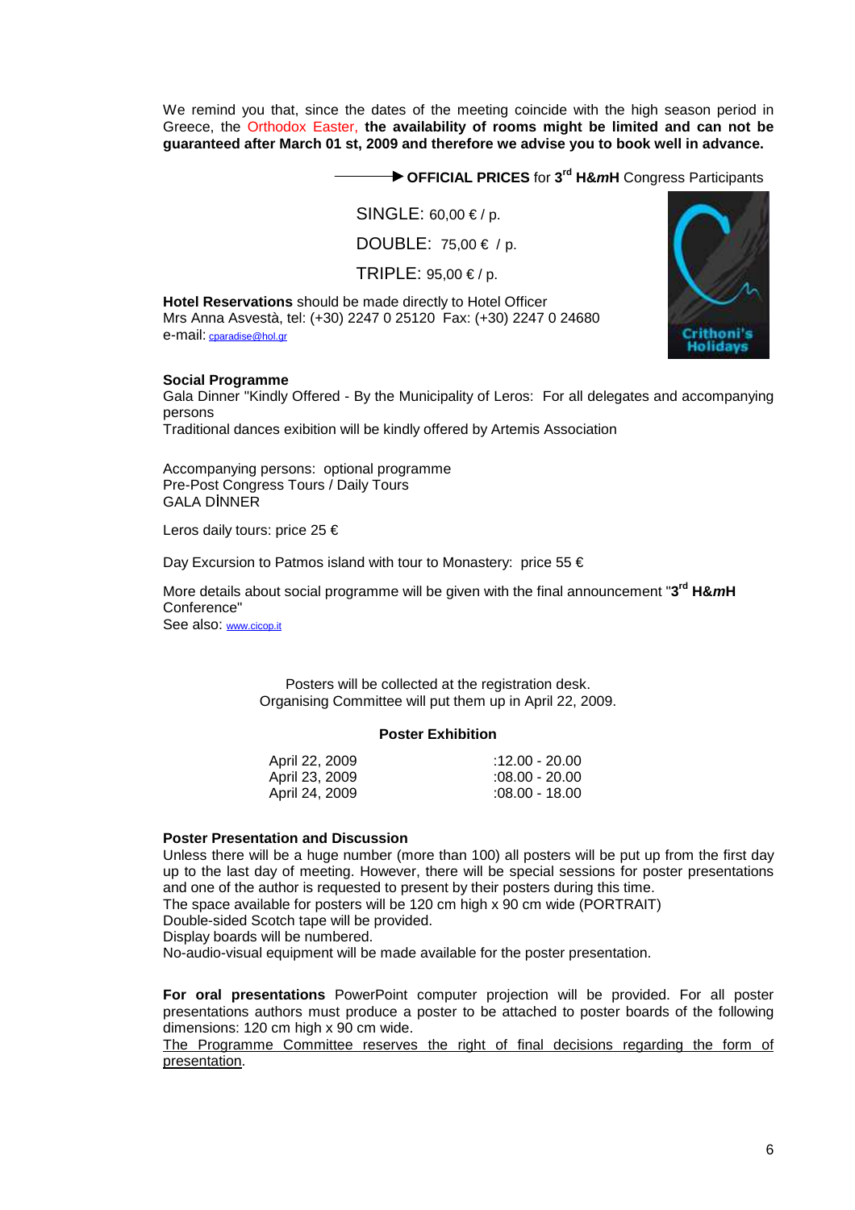We remind you that, since the dates of the meeting coincide with the high season period in Greece, the Orthodox Easter, **the availability of rooms might be limited and can not be guaranteed after March 01 st, 2009 and therefore we advise you to book well in advance.**

→ **OFFICIAL PRICES** for **3rd H&*m*H** Congress Participants

SINGLE: 60,00 € / p.

DOUBLE: 75,00 € / p.

TRIPLE: 95,00 € / p.

**Hotel Reservations** should be made directly to Hotel Officer
Mrs Anna Asvestà, tel: (+30) 2247 0 25120 Fax: (+30) 2247 0 24680
e-mail: cparadise@hol.gr

Crithoni's Holidays

**Social Programme**
Gala Dinner "Kindly Offered - By the Municipality of Leros: For all delegates and accompanying persons
Traditional dances exibition will be kindly offered by Artemis Association

Accompanying persons: optional programme
Pre-Post Congress Tours / Daily Tours
GALA DİNNER

Leros daily tours: price 25 €

Day Excursion to Patmos island with tour to Monastery: price 55 €

More details about social programme will be given with the final announcement "**3rd H&*m*H** Conference"
See also: www.cicop.it

Posters will be collected at the registration desk.
Organising Committee will put them up in April 22, 2009.

**Poster Exhibition**

| | |
|---|---|
| April 22, 2009 | :12.00 - 20.00 |
| April 23, 2009 | :08.00 - 20.00 |
| April 24, 2009 | :08.00 - 18.00 |

**Poster Presentation and Discussion**
Unless there will be a huge number (more than 100) all posters will be put up from the first day up to the last day of meeting. However, there will be special sessions for poster presentations and one of the author is requested to present by their posters during this time.
The space available for posters will be 120 cm high x 90 cm wide (PORTRAIT)
Double-sided Scotch tape will be provided.
Display boards will be numbered.
No-audio-visual equipment will be made available for the poster presentation.

**For oral presentations** PowerPoint computer projection will be provided. For all poster presentations authors must produce a poster to be attached to poster boards of the following dimensions: 120 cm high x 90 cm wide.
The Programme Committee reserves the right of final decisions regarding the form of presentation.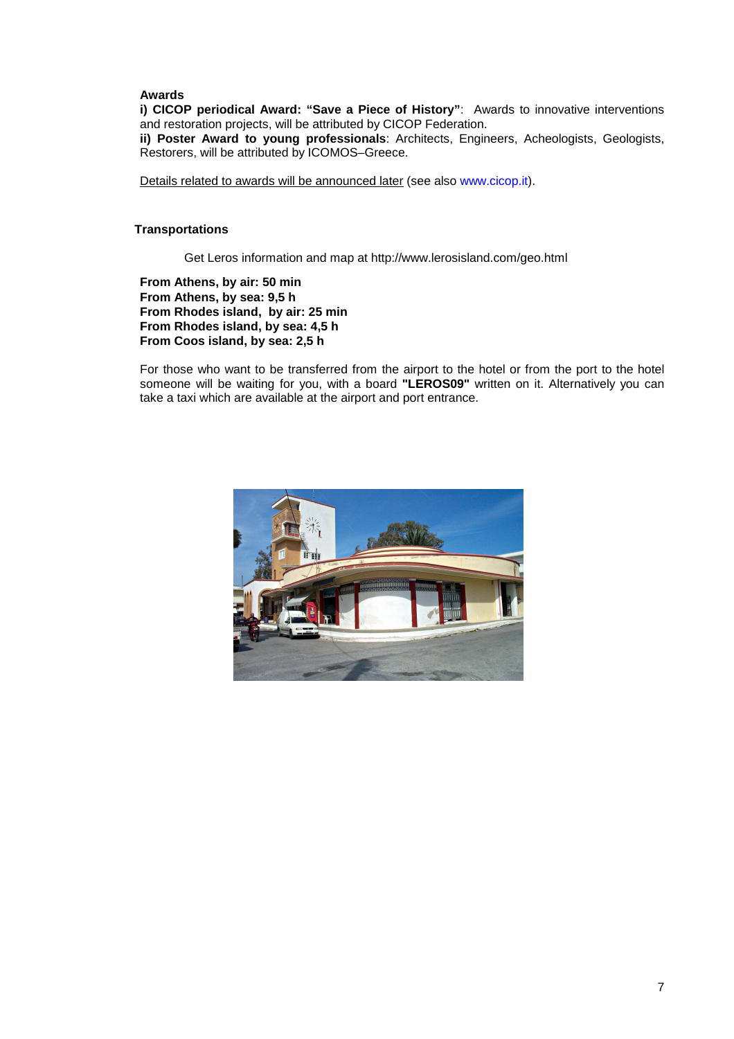**Awards**

**i) CICOP periodical Award: "Save a Piece of History"**: Awards to innovative interventions and restoration projects, will be attributed by CICOP Federation.

**ii) Poster Award to young professionals**: Architects, Engineers, Acheologists, Geologists, Restorers, will be attributed by ICOMOS–Greece.

Details related to awards will be announced later (see also www.cicop.it).

**Transportations**

Get Leros information and map at http://www.lerosisland.com/geo.html

**From Athens, by air: 50 min**
**From Athens, by sea: 9,5 h**
**From Rhodes island, by air: 25 min**
**From Rhodes island, by sea: 4,5 h**
**From Coos island, by sea: 2,5 h**

For those who want to be transferred from the airport to the hotel or from the port to the hotel someone will be waiting for you, with a board **"LEROS09"** written on it. Alternatively you can take a taxi which are available at the airport and port entrance.